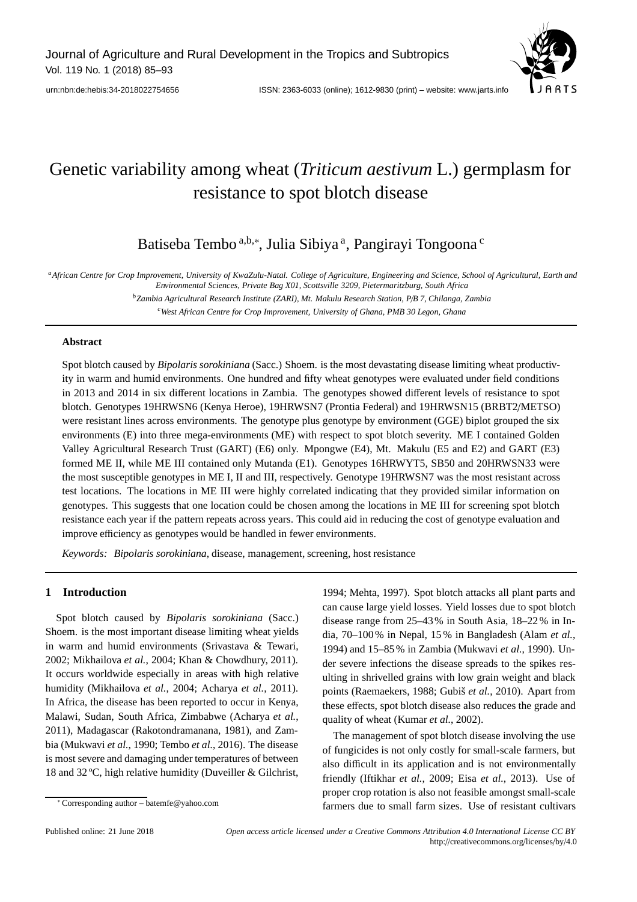urn:nbn:de:hebis:34-2018022754656

# Genetic variability among wheat (*Triticum aestivum* L.) germplasm for resistance to spot blotch disease

Batiseba Tembo[a,b,∗], Julia Sibiya[a], Pangirayi Tongoona[c]

[a] *African Centre for Crop Improvement, University of KwaZulu-Natal. College of Agriculture, Engineering and Science, School of Agricultural, Earth and Environmental Sciences, Private Bag X01, Scottsville 3209, Pietermaritzburg, South Africa*

[b] *Zambia Agricultural Research Institute (ZARI), Mt. Makulu Research Station, P/B 7, Chilanga, Zambia*

[c] *West African Centre for Crop Improvement, University of Ghana, PMB 30 Legon, Ghana*

## Abstract

Spot blotch caused by *Bipolaris sorokiniana* (Sacc.) Shoem. is the most devastating disease limiting wheat productivity in warm and humid environments. One hundred and fifty wheat genotypes were evaluated under field conditions in 2013 and 2014 in six different locations in Zambia. The genotypes showed different levels of resistance to spot blotch. Genotypes 19HRWSN6 (Kenya Heroe), 19HRWSN7 (Prontia Federal) and 19HRWSN15 (BRBT2/METSO) were resistant lines across environments. The genotype plus genotype by environment (GGE) biplot grouped the six environments (E) into three mega-environments (ME) with respect to spot blotch severity. ME I contained Golden Valley Agricultural Research Trust (GART) (E6) only. Mpongwe (E4), Mt. Makulu (E5 and E2) and GART (E3) formed ME II, while ME III contained only Mutanda (E1). Genotypes 16HRWYT5, SB50 and 20HRWSN33 were the most susceptible genotypes in ME I, II and III, respectively. Genotype 19HRWSN7 was the most resistant across test locations. The locations in ME III were highly correlated indicating that they provided similar information on genotypes. This suggests that one location could be chosen among the locations in ME III for screening spot blotch resistance each year if the pattern repeats across years. This could aid in reducing the cost of genotype evaluation and improve efficiency as genotypes would be handled in fewer environments.

*Keywords:* *Bipolaris sorokiniana*, disease, management, screening, host resistance

## 1 Introduction

Spot blotch caused by *Bipolaris sorokiniana* (Sacc.) Shoem. is the most important disease limiting wheat yields in warm and humid environments (Srivastava & Tewari, 2002; Mikhailova *et al.*, 2004; Khan & Chowdhury, 2011). It occurs worldwide especially in areas with high relative humidity (Mikhailova *et al.*, 2004; Acharya *et al.*, 2011). In Africa, the disease has been reported to occur in Kenya, Malawi, Sudan, South Africa, Zimbabwe (Acharya *et al.*, 2011), Madagascar (Rakotondramanana, 1981), and Zambia (Mukwavi *et al.*, 1990; Tembo *et al.*, 2016). The disease is most severe and damaging under temperatures of between 18 and 32 ºC, high relative humidity (Duveiller & Gilchrist, 1994; Mehta, 1997). Spot blotch attacks all plant parts and can cause large yield losses. Yield losses due to spot blotch disease range from 25–43 % in South Asia, 18–22 % in India, 70–100 % in Nepal, 15 % in Bangladesh (Alam *et al.*, 1994) and 15–85 % in Zambia (Mukwavi *et al.*, 1990). Under severe infections the disease spreads to the spikes resulting in shrivelled grains with low grain weight and black points (Raemaekers, 1988; Gubiš *et al.*, 2010). Apart from these effects, spot blotch disease also reduces the grade and quality of wheat (Kumar *et al.*, 2002).

The management of spot blotch disease involving the use of fungicides is not only costly for small-scale farmers, but also difficult in its application and is not environmentally friendly (Iftikhar *et al.*, 2009; Eisa *et al.*, 2013). Use of proper crop rotation is also not feasible amongst small-scale farmers due to small farm sizes. Use of resistant cultivars

∗ Corresponding author – batemfe@yahoo.com

Published online: 21 June 2018

*Open access article licensed under a Creative Commons Attribution 4.0 International License CC BY* http://creativecommons.org/licenses/by/4.0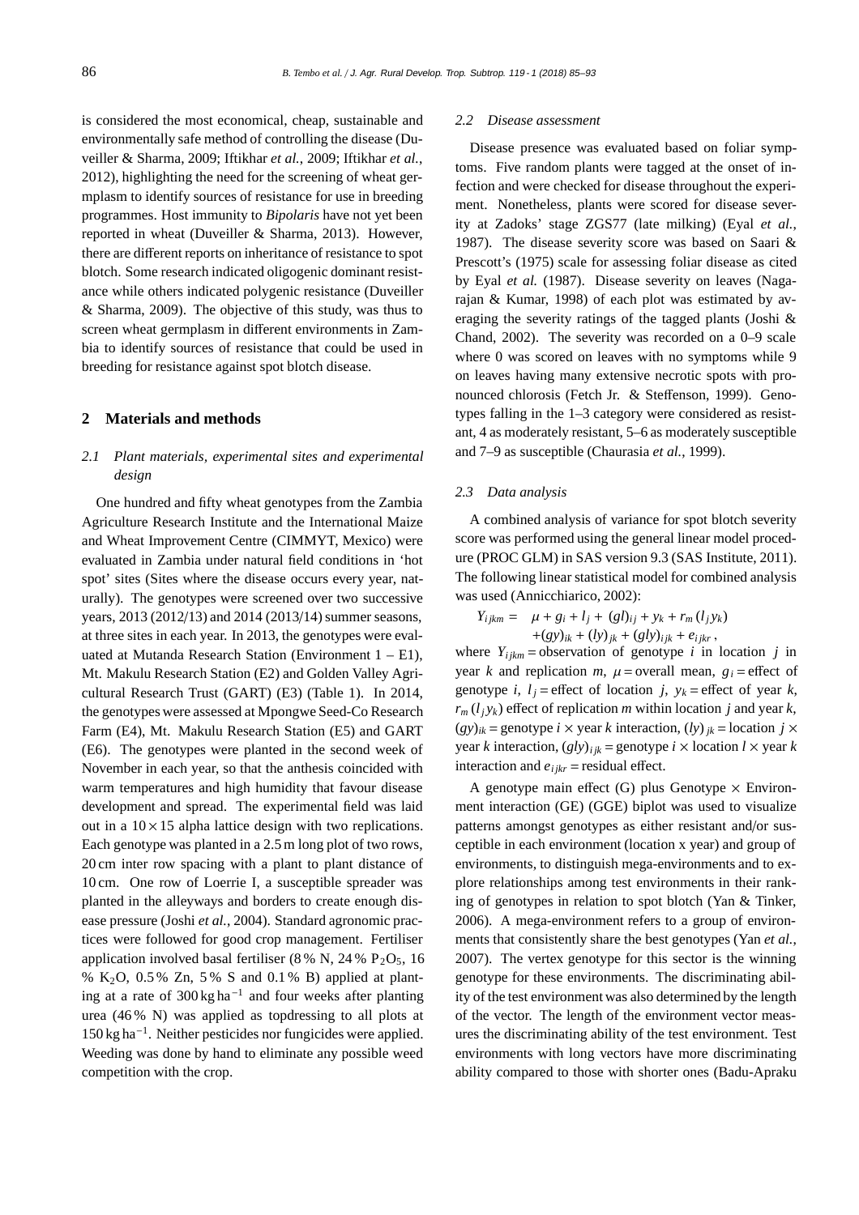is considered the most economical, cheap, sustainable and environmentally safe method of controlling the disease (Duveiller & Sharma, 2009; Iftikhar *et al.*, 2009; Iftikhar *et al.*, 2012), highlighting the need for the screening of wheat germplasm to identify sources of resistance for use in breeding programmes. Host immunity to *Bipolaris* have not yet been reported in wheat (Duveiller & Sharma, 2013). However, there are different reports on inheritance of resistance to spot blotch. Some research indicated oligogenic dominant resistance while others indicated polygenic resistance (Duveiller & Sharma, 2009). The objective of this study, was thus to screen wheat germplasm in different environments in Zambia to identify sources of resistance that could be used in breeding for resistance against spot blotch disease.

## 2 Materials and methods

### 2.1 Plant materials, experimental sites and experimental design

One hundred and fifty wheat genotypes from the Zambia Agriculture Research Institute and the International Maize and Wheat Improvement Centre (CIMMYT, Mexico) were evaluated in Zambia under natural field conditions in 'hot spot' sites (Sites where the disease occurs every year, naturally). The genotypes were screened over two successive years, 2013 (2012/13) and 2014 (2013/14) summer seasons, at three sites in each year. In 2013, the genotypes were evaluated at Mutanda Research Station (Environment 1 – E1), Mt. Makulu Research Station (E2) and Golden Valley Agricultural Research Trust (GART) (E3) (Table 1). In 2014, the genotypes were assessed at Mpongwe Seed-Co Research Farm (E4), Mt. Makulu Research Station (E5) and GART (E6). The genotypes were planted in the second week of November in each year, so that the anthesis coincided with warm temperatures and high humidity that favour disease development and spread. The experimental field was laid out in a $10 \times 15$ alpha lattice design with two replications. Each genotype was planted in a 2.5 m long plot of two rows, 20 cm inter row spacing with a plant to plant distance of 10 cm. One row of Loerrie I, a susceptible spreader was planted in the alleyways and borders to create enough disease pressure (Joshi *et al.*, 2004). Standard agronomic practices were followed for good crop management. Fertiliser application involved basal fertiliser (8 % N, 24 % $P_2O_5$, 16 % $K_2O$, 0.5 % Zn, 5 % S and 0.1 % B) applied at planting at a rate of 300 kg ha$^{-1}$ and four weeks after planting urea (46 % N) was applied as topdressing to all plots at 150 kg ha$^{-1}$. Neither pesticides nor fungicides were applied. Weeding was done by hand to eliminate any possible weed competition with the crop.

### 2.2 Disease assessment

Disease presence was evaluated based on foliar symptoms. Five random plants were tagged at the onset of infection and were checked for disease throughout the experiment. Nonetheless, plants were scored for disease severity at Zadoks' stage ZGS77 (late milking) (Eyal *et al.*, 1987). The disease severity score was based on Saari & Prescott's (1975) scale for assessing foliar disease as cited by Eyal *et al.* (1987). Disease severity on leaves (Nagarajan & Kumar, 1998) of each plot was estimated by averaging the severity ratings of the tagged plants (Joshi & Chand, 2002). The severity was recorded on a 0–9 scale where 0 was scored on leaves with no symptoms while 9 on leaves having many extensive necrotic spots with pronounced chlorosis (Fetch Jr. & Steffenson, 1999). Genotypes falling in the 1–3 category were considered as resistant, 4 as moderately resistant, 5–6 as moderately susceptible and 7–9 as susceptible (Chaurasia *et al.*, 1999).

### 2.3 Data analysis

A combined analysis of variance for spot blotch severity score was performed using the general linear model procedure (PROC GLM) in SAS version 9.3 (SAS Institute, 2011). The following linear statistical model for combined analysis was used (Annicchiarico, 2002):

$$
\begin{aligned}
Y_{ijkm} = \; & \mu + g_i + l_j + (gl)_{ij} + y_k + r_m\,(l_j y_k) \\
& + (gy)_{ik} + (ly)_{jk} + (gly)_{ijk} + e_{ijkr}\,,
\end{aligned}
$$

where $Y_{ijkm}$ = observation of genotype $i$ in location $j$ in year $k$ and replication $m$, $\mu$ = overall mean, $g_i$ = effect of genotype $i$, $l_j$ = effect of location $j$, $y_k$ = effect of year $k$, $r_m\,(l_j y_k)$ effect of replication $m$ within location $j$ and year $k$, $(gy)_{ik}$ = genotype $i \times$ year $k$ interaction, $(ly)_{jk}$ = location $j \times$ year $k$ interaction, $(gly)_{ijk}$ = genotype $i \times$ location $l \times$ year $k$ interaction and $e_{ijkr}$ = residual effect.

A genotype main effect (G) plus Genotype $\times$ Environment interaction (GE) (GGE) biplot was used to visualize patterns amongst genotypes as either resistant and/or susceptible in each environment (location x year) and group of environments, to distinguish mega-environments and to explore relationships among test environments in their ranking of genotypes in relation to spot blotch (Yan & Tinker, 2006). A mega-environment refers to a group of environments that consistently share the best genotypes (Yan *et al.*, 2007). The vertex genotype for this sector is the winning genotype for these environments. The discriminating ability of the test environment was also determined by the length of the vector. The length of the environment vector measures the discriminating ability of the test environment. Test environments with long vectors have more discriminating ability compared to those with shorter ones (Badu-Apraku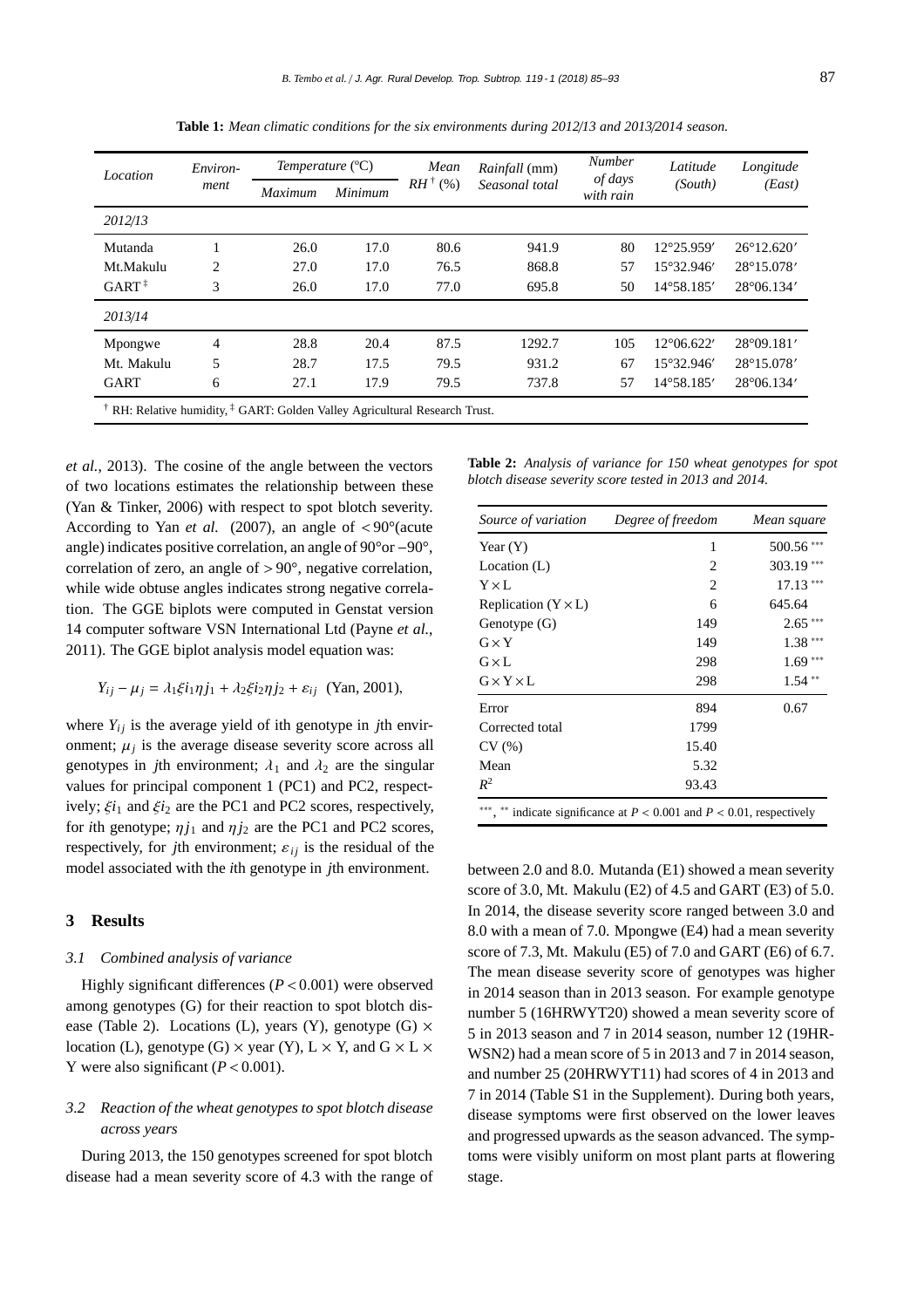**Table 1:** *Mean climatic conditions for the six environments during 2012/13 and 2013/2014 season.*

| *Location* | *Environ-ment* | *Temperature* (°C) | | *Mean* $RH^{\dagger}$ (%) | *Rainfall* (mm) *Seasonal total* | *Number of days with rain* | *Latitude (South)* | *Longitude (East)* |
|---|---|---|---|---|---|---|---|---|
| | | *Maximum* | *Minimum* | | | | | |
| *2012/13* | | | | | | | | |
| Mutanda | 1 | 26.0 | 17.0 | 80.6 | 941.9 | 80 | 12°25.959′ | 26°12.620′ |
| Mt.Makulu | 2 | 27.0 | 17.0 | 76.5 | 868.8 | 57 | 15°32.946′ | 28°15.078′ |
| GART[‡] | 3 | 26.0 | 17.0 | 77.0 | 695.8 | 50 | 14°58.185′ | 28°06.134′ |
| *2013/14* | | | | | | | | |
| Mpongwe | 4 | 28.8 | 20.4 | 87.5 | 1292.7 | 105 | 12°06.622′ | 28°09.181′ |
| Mt. Makulu | 5 | 28.7 | 17.5 | 79.5 | 931.2 | 67 | 15°32.946′ | 28°15.078′ |
| GART | 6 | 27.1 | 17.9 | 79.5 | 737.8 | 57 | 14°58.185′ | 28°06.134′ |

[†] RH: Relative humidity, [‡] GART: Golden Valley Agricultural Research Trust.

*et al.*, 2013). The cosine of the angle between the vectors of two locations estimates the relationship between these (Yan & Tinker, 2006) with respect to spot blotch severity. According to Yan *et al.* (2007), an angle of $<90°$(acute angle) indicates positive correlation, an angle of 90°or −90°, correlation of zero, an angle of $>90°$, negative correlation, while wide obtuse angles indicates strong negative correlation. The GGE biplots were computed in Genstat version 14 computer software VSN International Ltd (Payne *et al.*, 2011). The GGE biplot analysis model equation was:

$$Y_{ij} - \mu_j = \lambda_1 \xi i_1 \eta j_1 + \lambda_2 \xi i_2 \eta j_2 + \varepsilon_{ij} \quad \text{(Yan, 2001)},$$

where $Y_{ij}$ is the average yield of ith genotype in *j*th environment; $\mu_j$ is the average disease severity score across all genotypes in *j*th environment; $\lambda_1$ and $\lambda_2$ are the singular values for principal component 1 (PC1) and PC2, respectively; $\xi i_1$ and $\xi i_2$ are the PC1 and PC2 scores, respectively, for *i*th genotype; $\eta j_1$ and $\eta j_2$ are the PC1 and PC2 scores, respectively, for *j*th environment; $\varepsilon_{ij}$ is the residual of the model associated with the *i*th genotype in *j*th environment.

## 3 Results

### *3.1 Combined analysis of variance*

Highly significant differences ($P<0.001$) were observed among genotypes (G) for their reaction to spot blotch disease (Table 2). Locations (L), years (Y), genotype (G) × location (L), genotype (G) × year (Y), L × Y, and G × L × Y were also significant ($P<0.001$).

### *3.2 Reaction of the wheat genotypes to spot blotch disease across years*

During 2013, the 150 genotypes screened for spot blotch disease had a mean severity score of 4.3 with the range of between 2.0 and 8.0. Mutanda (E1) showed a mean severity score of 3.0, Mt. Makulu (E2) of 4.5 and GART (E3) of 5.0. In 2014, the disease severity score ranged between 3.0 and 8.0 with a mean of 7.0. Mpongwe (E4) had a mean severity score of 7.3, Mt. Makulu (E5) of 7.0 and GART (E6) of 6.7. The mean disease severity score of genotypes was higher in 2014 season than in 2013 season. For example genotype number 5 (16HRWYT20) showed a mean severity score of 5 in 2013 season and 7 in 2014 season, number 12 (19HR-WSN2) had a mean score of 5 in 2013 and 7 in 2014 season, and number 25 (20HRWYT11) had scores of 4 in 2013 and 7 in 2014 (Table S1 in the Supplement). During both years, disease symptoms were first observed on the lower leaves and progressed upwards as the season advanced. The symptoms were visibly uniform on most plant parts at flowering stage.

**Table 2:** *Analysis of variance for 150 wheat genotypes for spot blotch disease severity score tested in 2013 and 2014.*

| *Source of variation* | *Degree of freedom* | *Mean square* |
|---|---|---|
| Year (Y) | 1 | 500.56 *** |
| Location (L) | 2 | 303.19 *** |
| Y × L | 2 | 17.13 *** |
| Replication (Y × L) | 6 | 645.64 |
| Genotype (G) | 149 | 2.65 *** |
| G × Y | 149 | 1.38 *** |
| G × L | 298 | 1.69 *** |
| G × Y × L | 298 | 1.54 ** |
| Error | 894 | 0.67 |
| Corrected total | 1799 | |
| CV (%) | 15.40 | |
| Mean | 5.32 | |
| $R^2$ | 93.43 | |

***, ** indicate significance at $P<0.001$ and $P<0.01$, respectively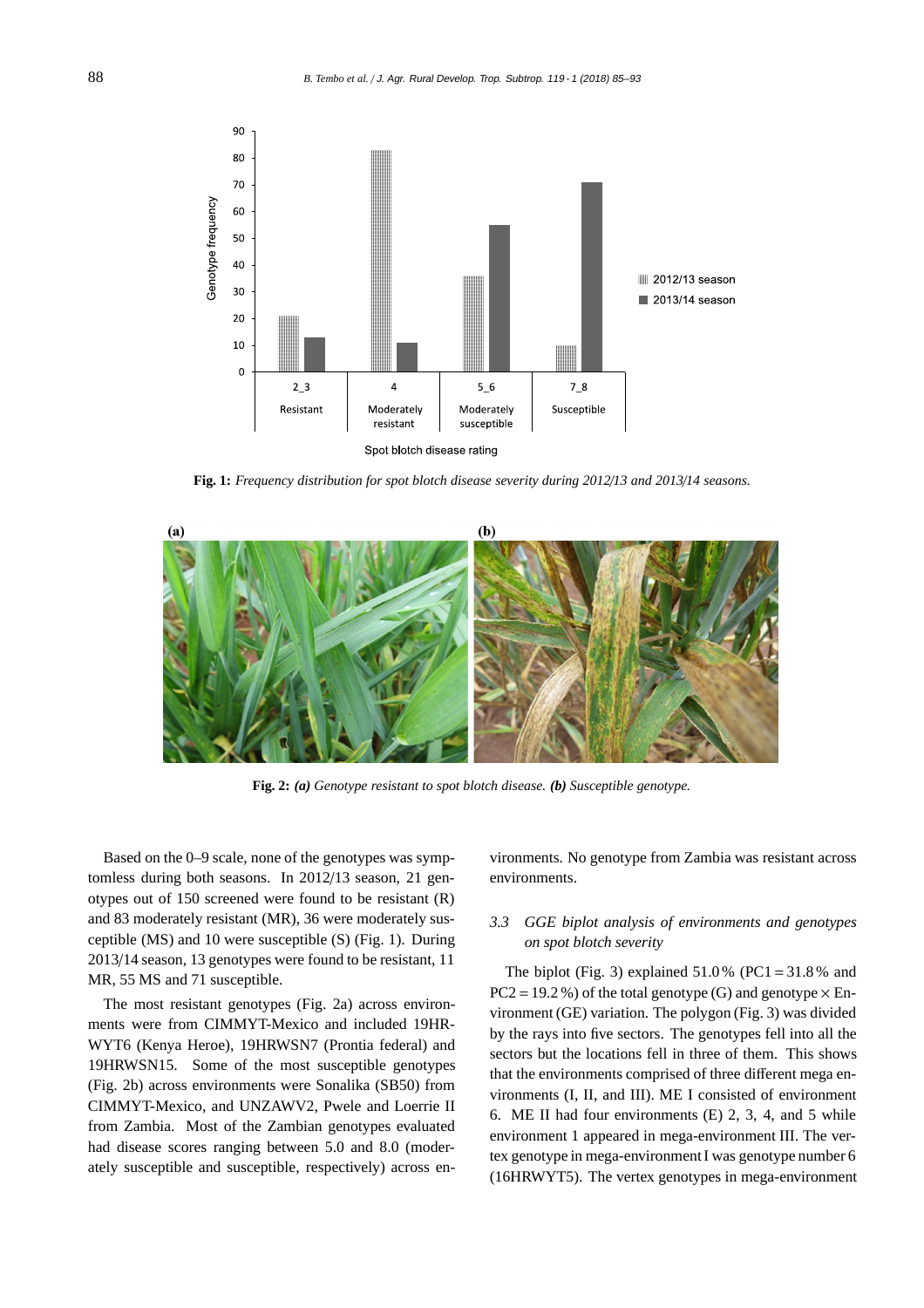**Fig. 1:** *Frequency distribution for spot blotch disease severity during 2012/13 and 2013/14 seasons.*

**Fig. 2:** ***(a)*** *Genotype resistant to spot blotch disease.* ***(b)*** *Susceptible genotype.*

Based on the 0–9 scale, none of the genotypes was symptomless during both seasons. In 2012/13 season, 21 genotypes out of 150 screened were found to be resistant (R) and 83 moderately resistant (MR), 36 were moderately susceptible (MS) and 10 were susceptible (S) (Fig. 1). During 2013/14 season, 13 genotypes were found to be resistant, 11 MR, 55 MS and 71 susceptible.

The most resistant genotypes (Fig. 2a) across environments were from CIMMYT-Mexico and included 19HRWYT6 (Kenya Heroe), 19HRWSN7 (Prontia federal) and 19HRWSN15. Some of the most susceptible genotypes (Fig. 2b) across environments were Sonalika (SB50) from CIMMYT-Mexico, and UNZAWV2, Pwele and Loerrie II from Zambia. Most of the Zambian genotypes evaluated had disease scores ranging between 5.0 and 8.0 (moderately susceptible and susceptible, respectively) across environments. No genotype from Zambia was resistant across environments.

### 3.3 *GGE biplot analysis of environments and genotypes on spot blotch severity*

The biplot (Fig. 3) explained 51.0 % (PC1 = 31.8 % and PC2 = 19.2 %) of the total genotype (G) and genotype × Environment (GE) variation. The polygon (Fig. 3) was divided by the rays into five sectors. The genotypes fell into all the sectors but the locations fell in three of them. This shows that the environments comprised of three different mega environments (I, II, and III). ME I consisted of environment 6. ME II had four environments (E) 2, 3, 4, and 5 while environment 1 appeared in mega-environment III. The vertex genotype in mega-environment I was genotype number 6 (16HRWYT5). The vertex genotypes in mega-environment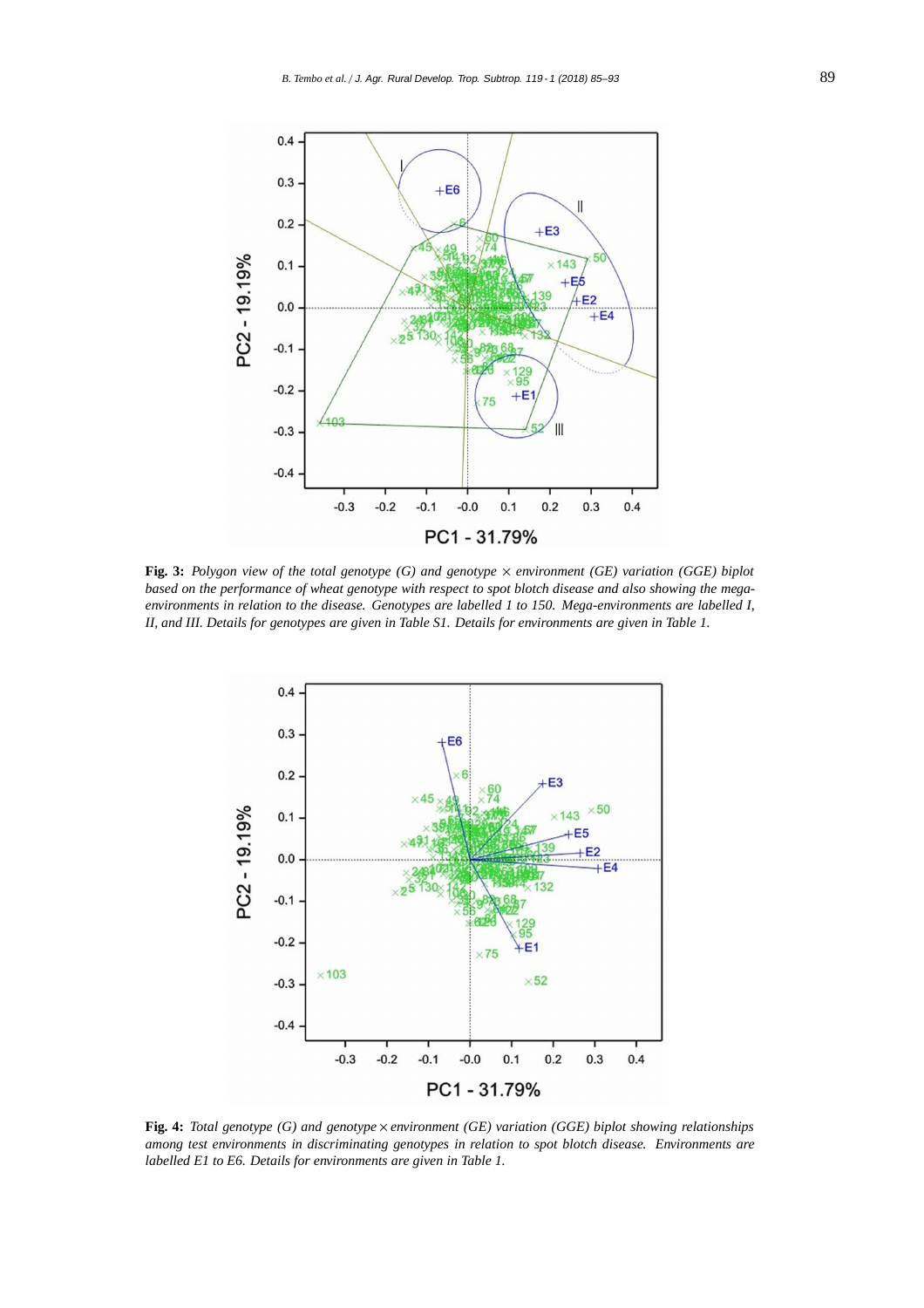**Fig. 3:** *Polygon view of the total genotype (G) and genotype × environment (GE) variation (GGE) biplot based on the performance of wheat genotype with respect to spot blotch disease and also showing the mega-environments in relation to the disease. Genotypes are labelled 1 to 150. Mega-environments are labelled I, II, and III. Details for genotypes are given in Table S1. Details for environments are given in Table 1.*

**Fig. 4:** *Total genotype (G) and genotype × environment (GE) variation (GGE) biplot showing relationships among test environments in discriminating genotypes in relation to spot blotch disease. Environments are labelled E1 to E6. Details for environments are given in Table 1.*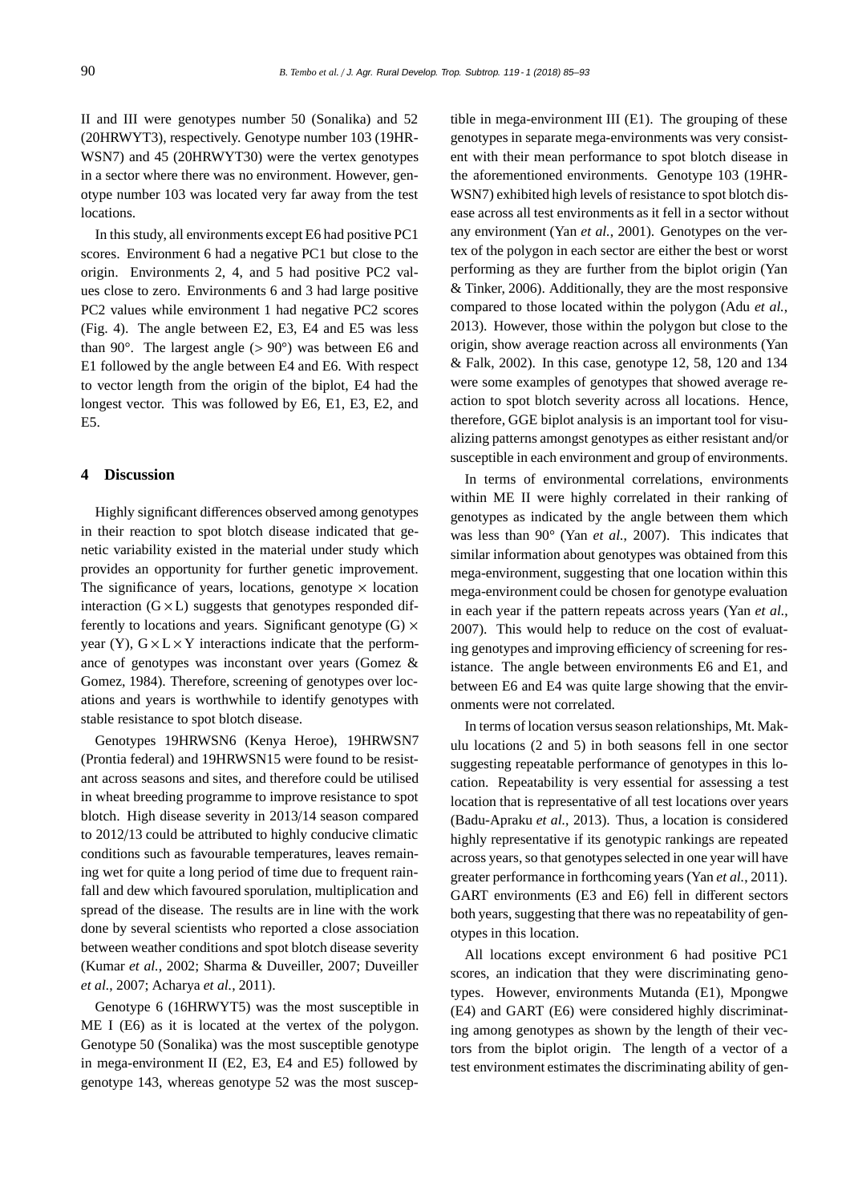II and III were genotypes number 50 (Sonalika) and 52 (20HRWYT3), respectively. Genotype number 103 (19HRWSN7) and 45 (20HRWYT30) were the vertex genotypes in a sector where there was no environment. However, genotype number 103 was located very far away from the test locations.

In this study, all environments except E6 had positive PC1 scores. Environment 6 had a negative PC1 but close to the origin. Environments 2, 4, and 5 had positive PC2 values close to zero. Environments 6 and 3 had large positive PC2 values while environment 1 had negative PC2 scores (Fig. 4). The angle between E2, E3, E4 and E5 was less than 90°. The largest angle (> 90°) was between E6 and E1 followed by the angle between E4 and E6. With respect to vector length from the origin of the biplot, E4 had the longest vector. This was followed by E6, E1, E3, E2, and E5.

## 4 Discussion

Highly significant differences observed among genotypes in their reaction to spot blotch disease indicated that genetic variability existed in the material under study which provides an opportunity for further genetic improvement. The significance of years, locations, genotype $\times$ location interaction ($G \times L$) suggests that genotypes responded differently to locations and years. Significant genotype (G) $\times$ year (Y), $G \times L \times Y$ interactions indicate that the performance of genotypes was inconstant over years (Gomez & Gomez, 1984). Therefore, screening of genotypes over locations and years is worthwhile to identify genotypes with stable resistance to spot blotch disease.

Genotypes 19HRWSN6 (Kenya Heroe), 19HRWSN7 (Prontia federal) and 19HRWSN15 were found to be resistant across seasons and sites, and therefore could be utilised in wheat breeding programme to improve resistance to spot blotch. High disease severity in 2013/14 season compared to 2012/13 could be attributed to highly conducive climatic conditions such as favourable temperatures, leaves remaining wet for quite a long period of time due to frequent rainfall and dew which favoured sporulation, multiplication and spread of the disease. The results are in line with the work done by several scientists who reported a close association between weather conditions and spot blotch disease severity (Kumar *et al.*, 2002; Sharma & Duveiller, 2007; Duveiller *et al.*, 2007; Acharya *et al.*, 2011).

Genotype 6 (16HRWYT5) was the most susceptible in ME I (E6) as it is located at the vertex of the polygon. Genotype 50 (Sonalika) was the most susceptible genotype in mega-environment II (E2, E3, E4 and E5) followed by genotype 143, whereas genotype 52 was the most susceptible in mega-environment III (E1). The grouping of these genotypes in separate mega-environments was very consistent with their mean performance to spot blotch disease in the aforementioned environments. Genotype 103 (19HRWSN7) exhibited high levels of resistance to spot blotch disease across all test environments as it fell in a sector without any environment (Yan *et al.*, 2001). Genotypes on the vertex of the polygon in each sector are either the best or worst performing as they are further from the biplot origin (Yan & Tinker, 2006). Additionally, they are the most responsive compared to those located within the polygon (Adu *et al.*, 2013). However, those within the polygon but close to the origin, show average reaction across all environments (Yan & Falk, 2002). In this case, genotype 12, 58, 120 and 134 were some examples of genotypes that showed average reaction to spot blotch severity across all locations. Hence, therefore, GGE biplot analysis is an important tool for visualizing patterns amongst genotypes as either resistant and/or susceptible in each environment and group of environments.

In terms of environmental correlations, environments within ME II were highly correlated in their ranking of genotypes as indicated by the angle between them which was less than 90° (Yan *et al.*, 2007). This indicates that similar information about genotypes was obtained from this mega-environment, suggesting that one location within this mega-environment could be chosen for genotype evaluation in each year if the pattern repeats across years (Yan *et al.*, 2007). This would help to reduce on the cost of evaluating genotypes and improving efficiency of screening for resistance. The angle between environments E6 and E1, and between E6 and E4 was quite large showing that the environments were not correlated.

In terms of location versus season relationships, Mt. Makulu locations (2 and 5) in both seasons fell in one sector suggesting repeatable performance of genotypes in this location. Repeatability is very essential for assessing a test location that is representative of all test locations over years (Badu-Apraku *et al.*, 2013). Thus, a location is considered highly representative if its genotypic rankings are repeated across years, so that genotypes selected in one year will have greater performance in forthcoming years (Yan *et al.*, 2011). GART environments (E3 and E6) fell in different sectors both years, suggesting that there was no repeatability of genotypes in this location.

All locations except environment 6 had positive PC1 scores, an indication that they were discriminating genotypes. However, environments Mutanda (E1), Mpongwe (E4) and GART (E6) were considered highly discriminating among genotypes as shown by the length of their vectors from the biplot origin. The length of a vector of a test environment estimates the discriminating ability of gen-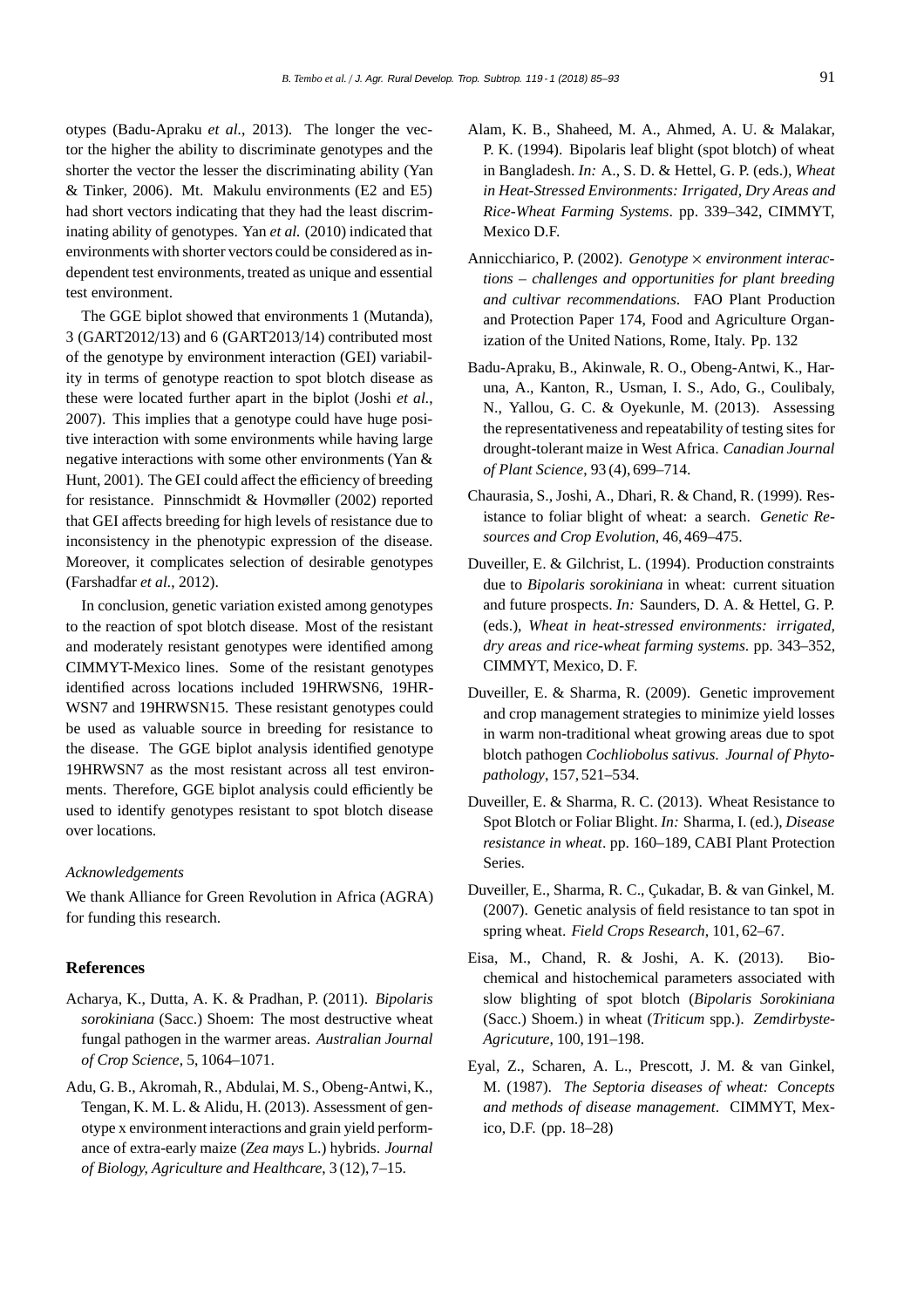otypes (Badu-Apraku *et al.*, 2013). The longer the vector the higher the ability to discriminate genotypes and the shorter the vector the lesser the discriminating ability (Yan & Tinker, 2006). Mt. Makulu environments (E2 and E5) had short vectors indicating that they had the least discriminating ability of genotypes. Yan *et al.* (2010) indicated that environments with shorter vectors could be considered as independent test environments, treated as unique and essential test environment.

The GGE biplot showed that environments 1 (Mutanda), 3 (GART2012/13) and 6 (GART2013/14) contributed most of the genotype by environment interaction (GEI) variability in terms of genotype reaction to spot blotch disease as these were located further apart in the biplot (Joshi *et al.*, 2007). This implies that a genotype could have huge positive interaction with some environments while having large negative interactions with some other environments (Yan & Hunt, 2001). The GEI could affect the efficiency of breeding for resistance. Pinnschmidt & Hovmøller (2002) reported that GEI affects breeding for high levels of resistance due to inconsistency in the phenotypic expression of the disease. Moreover, it complicates selection of desirable genotypes (Farshadfar *et al.*, 2012).

In conclusion, genetic variation existed among genotypes to the reaction of spot blotch disease. Most of the resistant and moderately resistant genotypes were identified among CIMMYT-Mexico lines. Some of the resistant genotypes identified across locations included 19HRWSN6, 19HRWSN7 and 19HRWSN15. These resistant genotypes could be used as valuable source in breeding for resistance to the disease. The GGE biplot analysis identified genotype 19HRWSN7 as the most resistant across all test environments. Therefore, GGE biplot analysis could efficiently be used to identify genotypes resistant to spot blotch disease over locations.

*Acknowledgements*

We thank Alliance for Green Revolution in Africa (AGRA) for funding this research.

## References

Acharya, K., Dutta, A. K. & Pradhan, P. (2011). *Bipolaris sorokiniana* (Sacc.) Shoem: The most destructive wheat fungal pathogen in the warmer areas. *Australian Journal of Crop Science*, 5, 1064–1071.

Adu, G. B., Akromah, R., Abdulai, M. S., Obeng-Antwi, K., Tengan, K. M. L. & Alidu, H. (2013). Assessment of genotype x environment interactions and grain yield performance of extra-early maize (*Zea mays* L.) hybrids. *Journal of Biology, Agriculture and Healthcare*, 3 (12), 7–15.

Alam, K. B., Shaheed, M. A., Ahmed, A. U. & Malakar, P. K. (1994). Bipolaris leaf blight (spot blotch) of wheat in Bangladesh. *In:* A., S. D. & Hettel, G. P. (eds.), *Wheat in Heat-Stressed Environments: Irrigated, Dry Areas and Rice-Wheat Farming Systems*. pp. 339–342, CIMMYT, Mexico D.F.

Annicchiarico, P. (2002). *Genotype × environment interactions – challenges and opportunities for plant breeding and cultivar recommendations*. FAO Plant Production and Protection Paper 174, Food and Agriculture Organization of the United Nations, Rome, Italy. Pp. 132

Badu-Apraku, B., Akinwale, R. O., Obeng-Antwi, K., Haruna, A., Kanton, R., Usman, I. S., Ado, G., Coulibaly, N., Yallou, G. C. & Oyekunle, M. (2013). Assessing the representativeness and repeatability of testing sites for drought-tolerant maize in West Africa. *Canadian Journal of Plant Science*, 93 (4), 699–714.

Chaurasia, S., Joshi, A., Dhari, R. & Chand, R. (1999). Resistance to foliar blight of wheat: a search. *Genetic Resources and Crop Evolution*, 46, 469–475.

Duveiller, E. & Gilchrist, L. (1994). Production constraints due to *Bipolaris sorokiniana* in wheat: current situation and future prospects. *In:* Saunders, D. A. & Hettel, G. P. (eds.), *Wheat in heat-stressed environments: irrigated, dry areas and rice-wheat farming systems*. pp. 343–352, CIMMYT, Mexico, D. F.

Duveiller, E. & Sharma, R. (2009). Genetic improvement and crop management strategies to minimize yield losses in warm non-traditional wheat growing areas due to spot blotch pathogen *Cochliobolus sativus*. *Journal of Phytopathology*, 157, 521–534.

Duveiller, E. & Sharma, R. C. (2013). Wheat Resistance to Spot Blotch or Foliar Blight. *In:* Sharma, I. (ed.), *Disease resistance in wheat*. pp. 160–189, CABI Plant Protection Series.

Duveiller, E., Sharma, R. C., Çukadar, B. & van Ginkel, M. (2007). Genetic analysis of field resistance to tan spot in spring wheat. *Field Crops Research*, 101, 62–67.

Eisa, M., Chand, R. & Joshi, A. K. (2013). Biochemical and histochemical parameters associated with slow blighting of spot blotch (*Bipolaris Sorokiniana* (Sacc.) Shoem.) in wheat (*Triticum* spp.). *Zemdirbyste-Agricuture*, 100, 191–198.

Eyal, Z., Scharen, A. L., Prescott, J. M. & van Ginkel, M. (1987). *The Septoria diseases of wheat: Concepts and methods of disease management*. CIMMYT, Mexico, D.F. (pp. 18–28)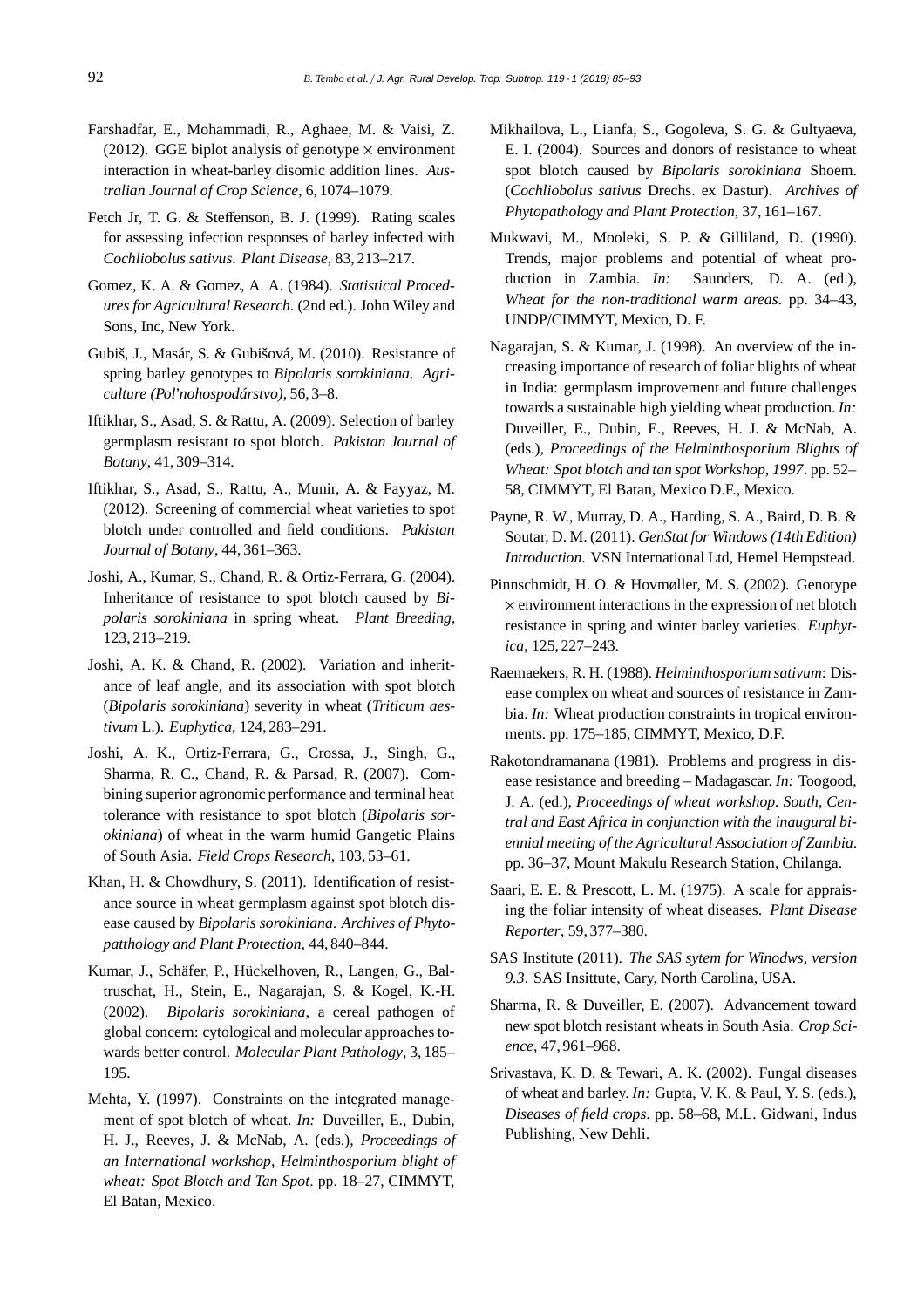Farshadfar, E., Mohammadi, R., Aghaee, M. & Vaisi, Z. (2012). GGE biplot analysis of genotype × environment interaction in wheat-barley disomic addition lines. *Australian Journal of Crop Science*, 6, 1074–1079.

Fetch Jr, T. G. & Steffenson, B. J. (1999). Rating scales for assessing infection responses of barley infected with *Cochliobolus sativus*. *Plant Disease*, 83, 213–217.

Gomez, K. A. & Gomez, A. A. (1984). *Statistical Procedures for Agricultural Research*. (2nd ed.). John Wiley and Sons, Inc, New York.

Gubiš, J., Masár, S. & Gubišová, M. (2010). Resistance of spring barley genotypes to *Bipolaris sorokiniana*. *Agriculture (Pol'nohospodárstvo)*, 56, 3–8.

Iftikhar, S., Asad, S. & Rattu, A. (2009). Selection of barley germplasm resistant to spot blotch. *Pakistan Journal of Botany*, 41, 309–314.

Iftikhar, S., Asad, S., Rattu, A., Munir, A. & Fayyaz, M. (2012). Screening of commercial wheat varieties to spot blotch under controlled and field conditions. *Pakistan Journal of Botany*, 44, 361–363.

Joshi, A., Kumar, S., Chand, R. & Ortiz-Ferrara, G. (2004). Inheritance of resistance to spot blotch caused by *Bipolaris sorokiniana* in spring wheat. *Plant Breeding*, 123, 213–219.

Joshi, A. K. & Chand, R. (2002). Variation and inheritance of leaf angle, and its association with spot blotch (*Bipolaris sorokiniana*) severity in wheat (*Triticum aestivum* L.). *Euphytica*, 124, 283–291.

Joshi, A. K., Ortiz-Ferrara, G., Crossa, J., Singh, G., Sharma, R. C., Chand, R. & Parsad, R. (2007). Combining superior agronomic performance and terminal heat tolerance with resistance to spot blotch (*Bipolaris sorokiniana*) of wheat in the warm humid Gangetic Plains of South Asia. *Field Crops Research*, 103, 53–61.

Khan, H. & Chowdhury, S. (2011). Identification of resistance source in wheat germplasm against spot blotch disease caused by *Bipolaris sorokiniana*. *Archives of Phytopatthology and Plant Protection*, 44, 840–844.

Kumar, J., Schäfer, P., Hückelhoven, R., Langen, G., Baltruschat, H., Stein, E., Nagarajan, S. & Kogel, K.-H. (2002). *Bipolaris sorokiniana*, a cereal pathogen of global concern: cytological and molecular approaches towards better control. *Molecular Plant Pathology*, 3, 185–195.

Mehta, Y. (1997). Constraints on the integrated management of spot blotch of wheat. *In:* Duveiller, E., Dubin, H. J., Reeves, J. & McNab, A. (eds.), *Proceedings of an International workshop, Helminthosporium blight of wheat: Spot Blotch and Tan Spot*. pp. 18–27, CIMMYT, El Batan, Mexico.

Mikhailova, L., Lianfa, S., Gogoleva, S. G. & Gultyaeva, E. I. (2004). Sources and donors of resistance to wheat spot blotch caused by *Bipolaris sorokiniana* Shoem. (*Cochliobolus sativus* Drechs. ex Dastur). *Archives of Phytopathology and Plant Protection*, 37, 161–167.

Mukwavi, M., Mooleki, S. P. & Gilliland, D. (1990). Trends, major problems and potential of wheat production in Zambia. *In:* Saunders, D. A. (ed.), *Wheat for the non-traditional warm areas*. pp. 34–43, UNDP/CIMMYT, Mexico, D. F.

Nagarajan, S. & Kumar, J. (1998). An overview of the increasing importance of research of foliar blights of wheat in India: germplasm improvement and future challenges towards a sustainable high yielding wheat production. *In:* Duveiller, E., Dubin, E., Reeves, H. J. & McNab, A. (eds.), *Proceedings of the Helminthosporium Blights of Wheat: Spot blotch and tan spot Workshop, 1997*. pp. 52–58, CIMMYT, El Batan, Mexico D.F., Mexico.

Payne, R. W., Murray, D. A., Harding, S. A., Baird, D. B. & Soutar, D. M. (2011). *GenStat for Windows (14th Edition) Introduction*. VSN International Ltd, Hemel Hempstead.

Pinnschmidt, H. O. & Hovmøller, M. S. (2002). Genotype × environment interactions in the expression of net blotch resistance in spring and winter barley varieties. *Euphytica*, 125, 227–243.

Raemaekers, R. H. (1988). *Helminthosporium sativum*: Disease complex on wheat and sources of resistance in Zambia. *In:* Wheat production constraints in tropical environments. pp. 175–185, CIMMYT, Mexico, D.F.

Rakotondramanana (1981). Problems and progress in disease resistance and breeding – Madagascar. *In:* Toogood, J. A. (ed.), *Proceedings of wheat workshop. South, Central and East Africa in conjunction with the inaugural biennial meeting of the Agricultural Association of Zambia*. pp. 36–37, Mount Makulu Research Station, Chilanga.

Saari, E. E. & Prescott, L. M. (1975). A scale for appraising the foliar intensity of wheat diseases. *Plant Disease Reporter*, 59, 377–380.

SAS Institute (2011). *The SAS sytem for Winodws, version 9.3*. SAS Insittute, Cary, North Carolina, USA.

Sharma, R. & Duveiller, E. (2007). Advancement toward new spot blotch resistant wheats in South Asia. *Crop Science*, 47, 961–968.

Srivastava, K. D. & Tewari, A. K. (2002). Fungal diseases of wheat and barley. *In:* Gupta, V. K. & Paul, Y. S. (eds.), *Diseases of field crops*. pp. 58–68, M.L. Gidwani, Indus Publishing, New Dehli.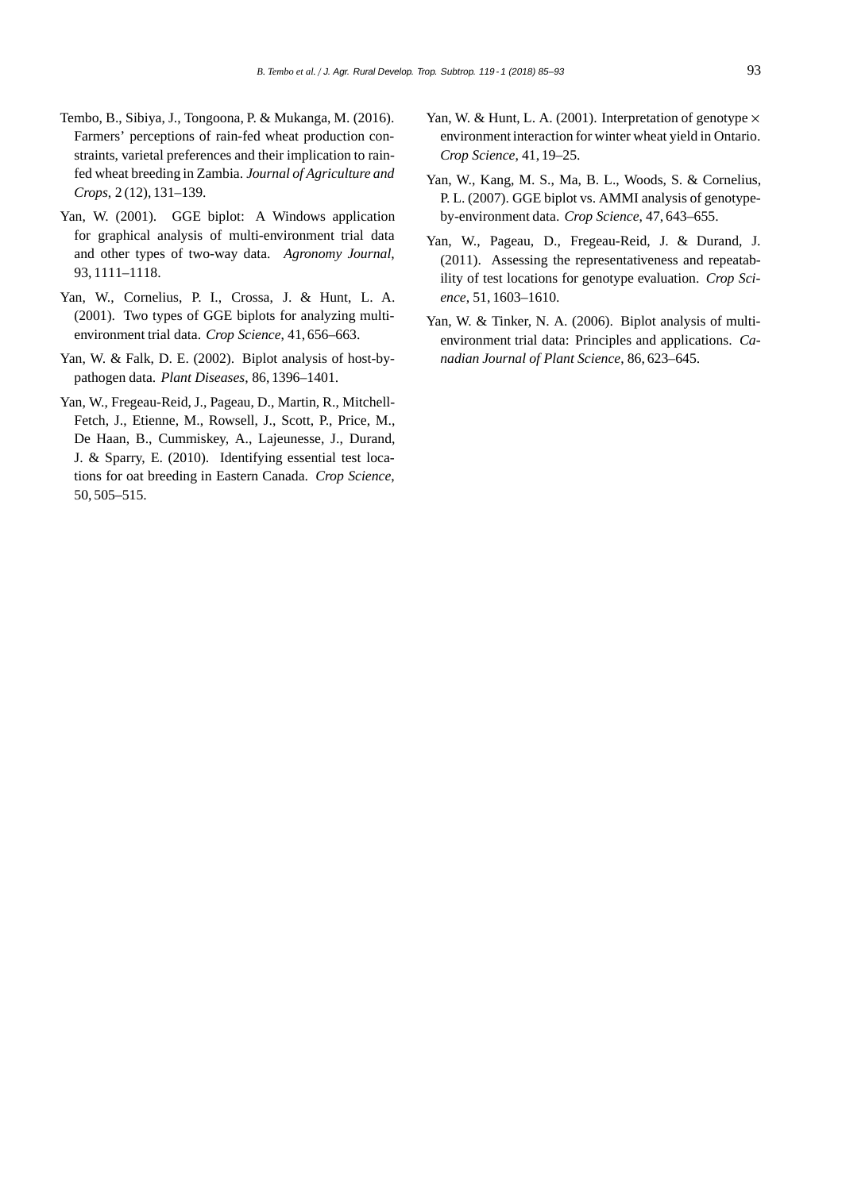Tembo, B., Sibiya, J., Tongoona, P. & Mukanga, M. (2016). Farmers' perceptions of rain-fed wheat production constraints, varietal preferences and their implication to rainfed wheat breeding in Zambia. *Journal of Agriculture and Crops*, 2 (12), 131–139.

Yan, W. (2001). GGE biplot: A Windows application for graphical analysis of multi-environment trial data and other types of two-way data. *Agronomy Journal*, 93, 1111–1118.

Yan, W., Cornelius, P. I., Crossa, J. & Hunt, L. A. (2001). Two types of GGE biplots for analyzing multi-environment trial data. *Crop Science*, 41, 656–663.

Yan, W. & Falk, D. E. (2002). Biplot analysis of host-by-pathogen data. *Plant Diseases*, 86, 1396–1401.

Yan, W., Fregeau-Reid, J., Pageau, D., Martin, R., Mitchell-Fetch, J., Etienne, M., Rowsell, J., Scott, P., Price, M., De Haan, B., Cummiskey, A., Lajeunesse, J., Durand, J. & Sparry, E. (2010). Identifying essential test locations for oat breeding in Eastern Canada. *Crop Science*, 50, 505–515.

Yan, W. & Hunt, L. A. (2001). Interpretation of genotype × environment interaction for winter wheat yield in Ontario. *Crop Science*, 41, 19–25.

Yan, W., Kang, M. S., Ma, B. L., Woods, S. & Cornelius, P. L. (2007). GGE biplot vs. AMMI analysis of genotype-by-environment data. *Crop Science*, 47, 643–655.

Yan, W., Pageau, D., Fregeau-Reid, J. & Durand, J. (2011). Assessing the representativeness and repeatability of test locations for genotype evaluation. *Crop Science*, 51, 1603–1610.

Yan, W. & Tinker, N. A. (2006). Biplot analysis of multi-environment trial data: Principles and applications. *Canadian Journal of Plant Science*, 86, 623–645.